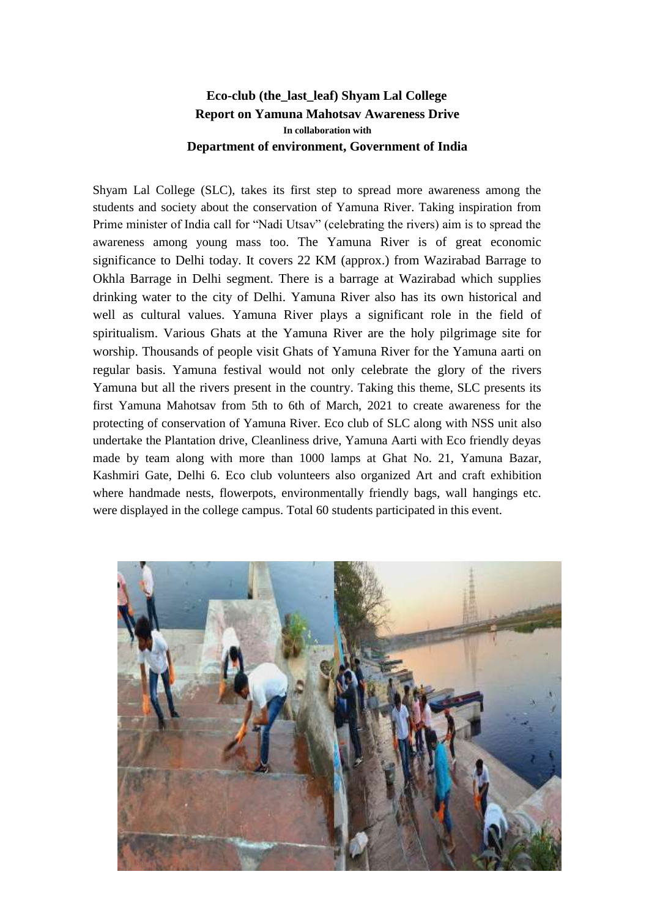**Eco-club (the_last_leaf) Shyam Lal College**

**Report on Yamuna Mahotsav Awareness Drive**

**In collaboration with**

**Department of environment, Government of India**

Shyam Lal College (SLC), takes its first step to spread more awareness among the students and society about the conservation of Yamuna River. Taking inspiration from Prime minister of India call for "Nadi Utsav" (celebrating the rivers) aim is to spread the awareness among young mass too. The Yamuna River is of great economic significance to Delhi today. It covers 22 KM (approx.) from Wazirabad Barrage to Okhla Barrage in Delhi segment. There is a barrage at Wazirabad which supplies drinking water to the city of Delhi. Yamuna River also has its own historical and well as cultural values. Yamuna River plays a significant role in the field of spiritualism. Various Ghats at the Yamuna River are the holy pilgrimage site for worship. Thousands of people visit Ghats of Yamuna River for the Yamuna aarti on regular basis. Yamuna festival would not only celebrate the glory of the rivers Yamuna but all the rivers present in the country. Taking this theme, SLC presents its first Yamuna Mahotsav from 5th to 6th of March, 2021 to create awareness for the protecting of conservation of Yamuna River. Eco club of SLC along with NSS unit also undertake the Plantation drive, Cleanliness drive, Yamuna Aarti with Eco friendly deyas made by team along with more than 1000 lamps at Ghat No. 21, Yamuna Bazar, Kashmiri Gate, Delhi 6. Eco club volunteers also organized Art and craft exhibition where handmade nests, flowerpots, environmentally friendly bags, wall hangings etc. were displayed in the college campus. Total 60 students participated in this event.